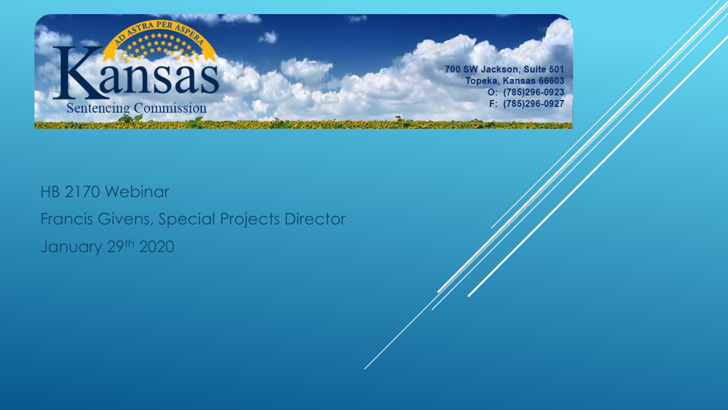Kansas Sentencing Commission

700 SW Jackson, Suite 501
Topeka, Kansas 66603
O: (785)296-0923
F: (785)296-0927

# HB 2170 Webinar

Francis Givens, Special Projects Director

January 29th 2020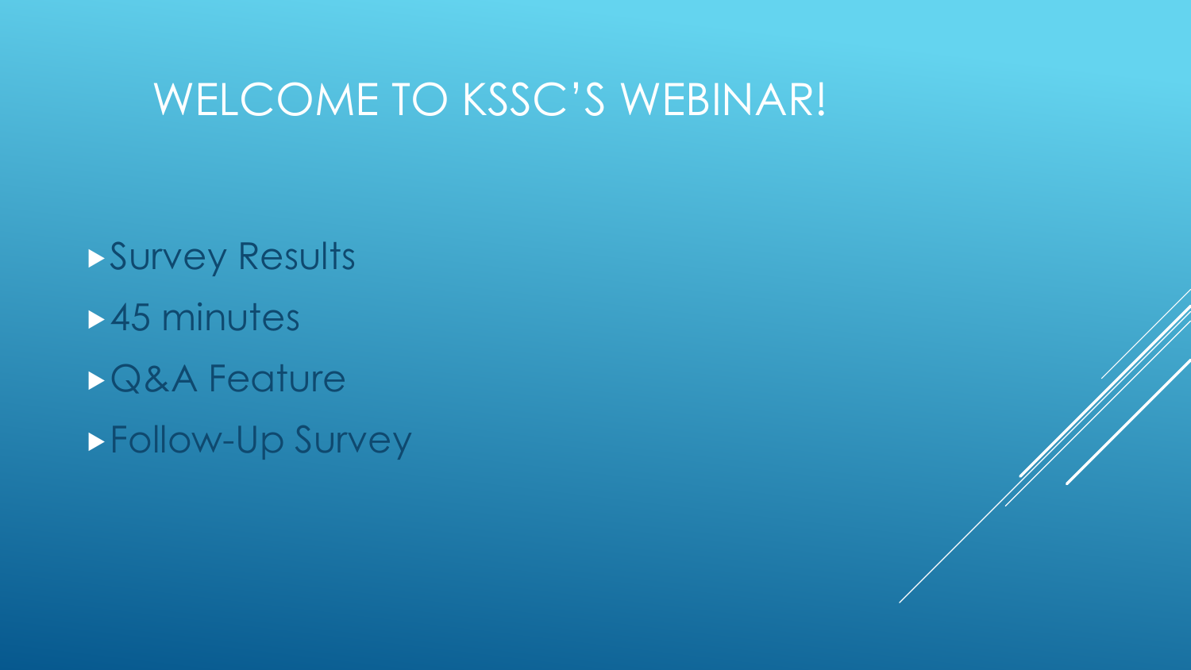# WELCOME TO KSSC'S WEBINAR!

- Survey Results
- 45 minutes
- Q&A Feature
- Follow-Up Survey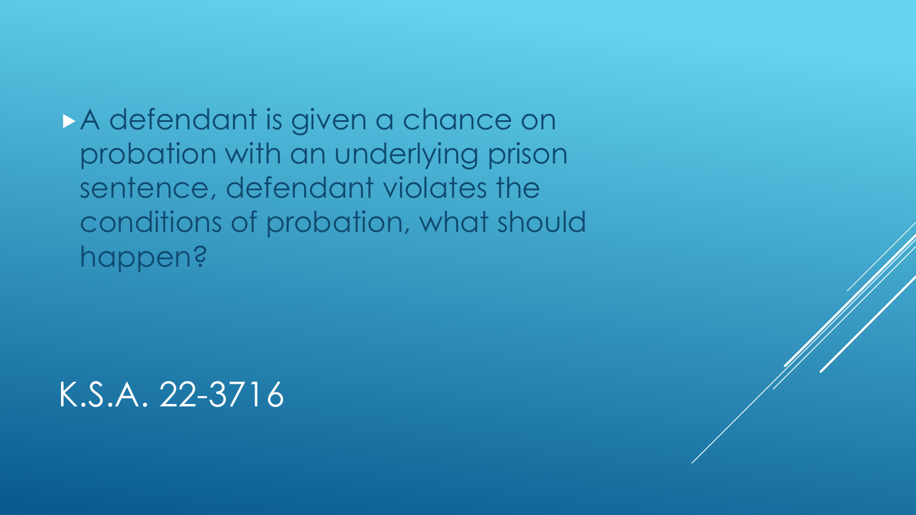- A defendant is given a chance on probation with an underlying prison sentence, defendant violates the conditions of probation, what should happen?

# K.S.A. 22-3716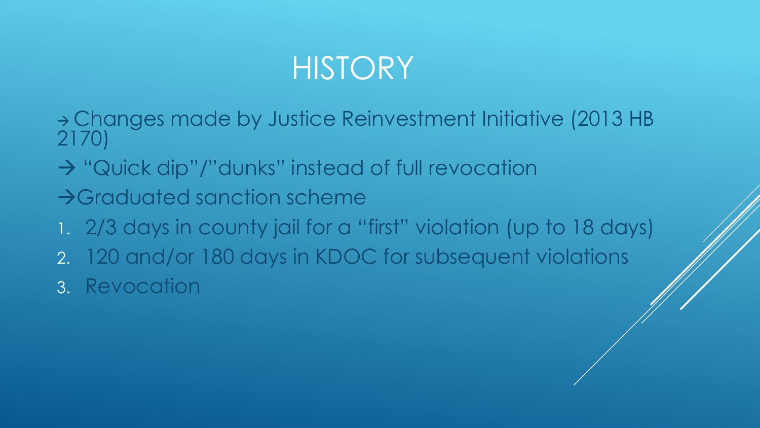# HISTORY

→ Changes made by Justice Reinvestment Initiative (2013 HB 2170)

→ "Quick dip"/"dunks" instead of full revocation

→ Graduated sanction scheme

1. 2/3 days in county jail for a "first" violation (up to 18 days)
2. 120 and/or 180 days in KDOC for subsequent violations
3. Revocation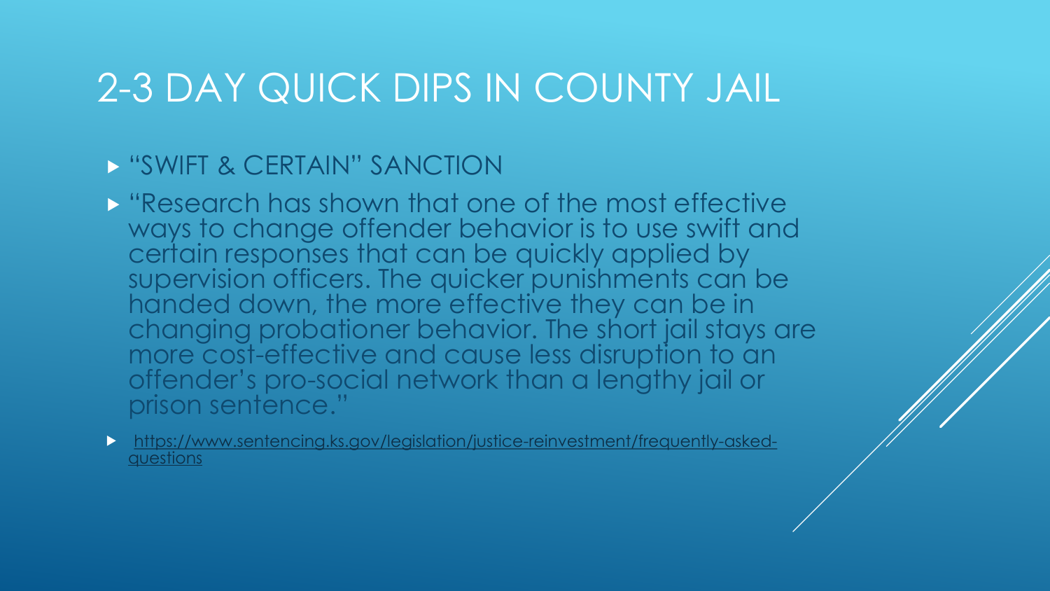# 2-3 DAY QUICK DIPS IN COUNTY JAIL

- "SWIFT & CERTAIN" SANCTION
- "Research has shown that one of the most effective ways to change offender behavior is to use swift and certain responses that can be quickly applied by supervision officers. The quicker punishments can be handed down, the more effective they can be in changing probationer behavior. The short jail stays are more cost-effective and cause less disruption to an offender's pro-social network than a lengthy jail or prison sentence."
- https://www.sentencing.ks.gov/legislation/justice-reinvestment/frequently-asked-questions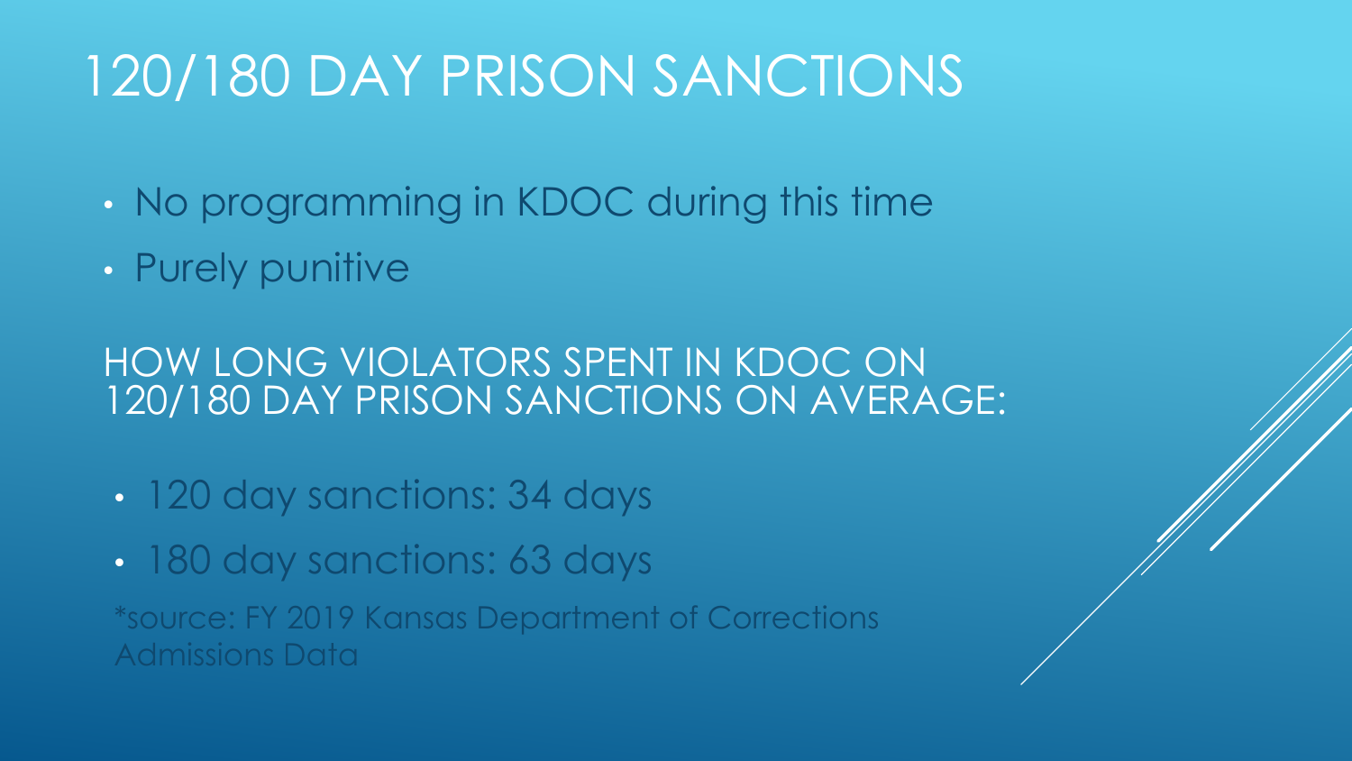# 120/180 DAY PRISON SANCTIONS

- No programming in KDOC during this time
- Purely punitive

## HOW LONG VIOLATORS SPENT IN KDOC ON 120/180 DAY PRISON SANCTIONS ON AVERAGE:

- 120 day sanctions: 34 days
- 180 day sanctions: 63 days

*source: FY 2019 Kansas Department of Corrections Admissions Data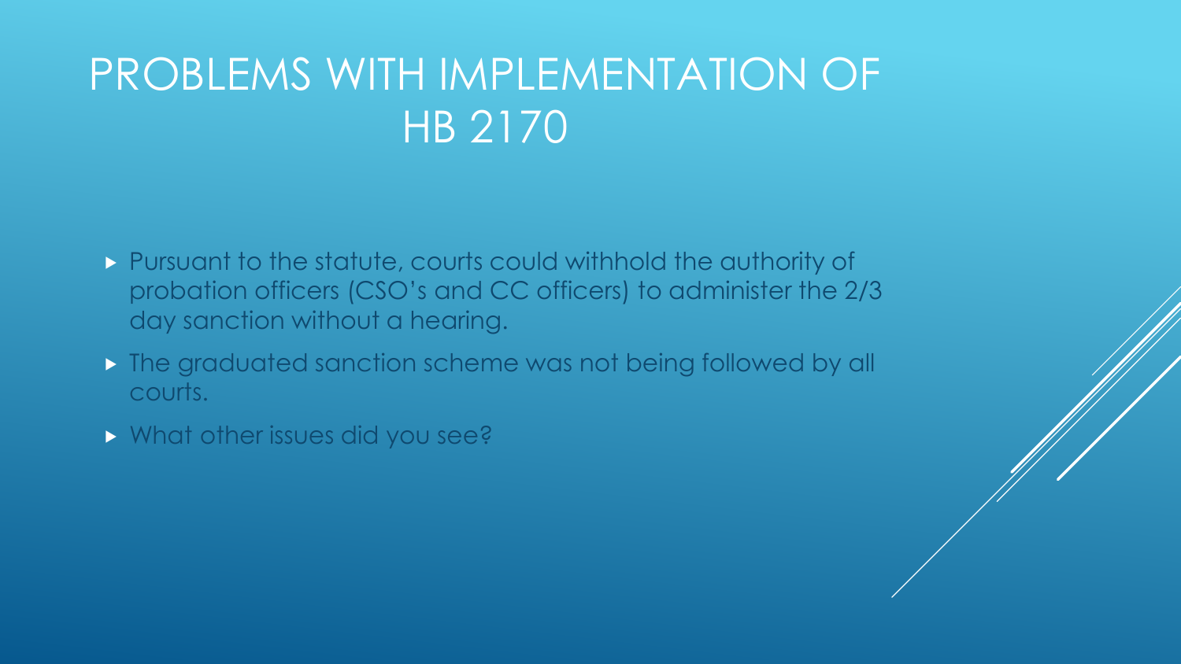# PROBLEMS WITH IMPLEMENTATION OF HB 2170

- Pursuant to the statute, courts could withhold the authority of probation officers (CSO's and CC officers) to administer the 2/3 day sanction without a hearing.
- The graduated sanction scheme was not being followed by all courts.
- What other issues did you see?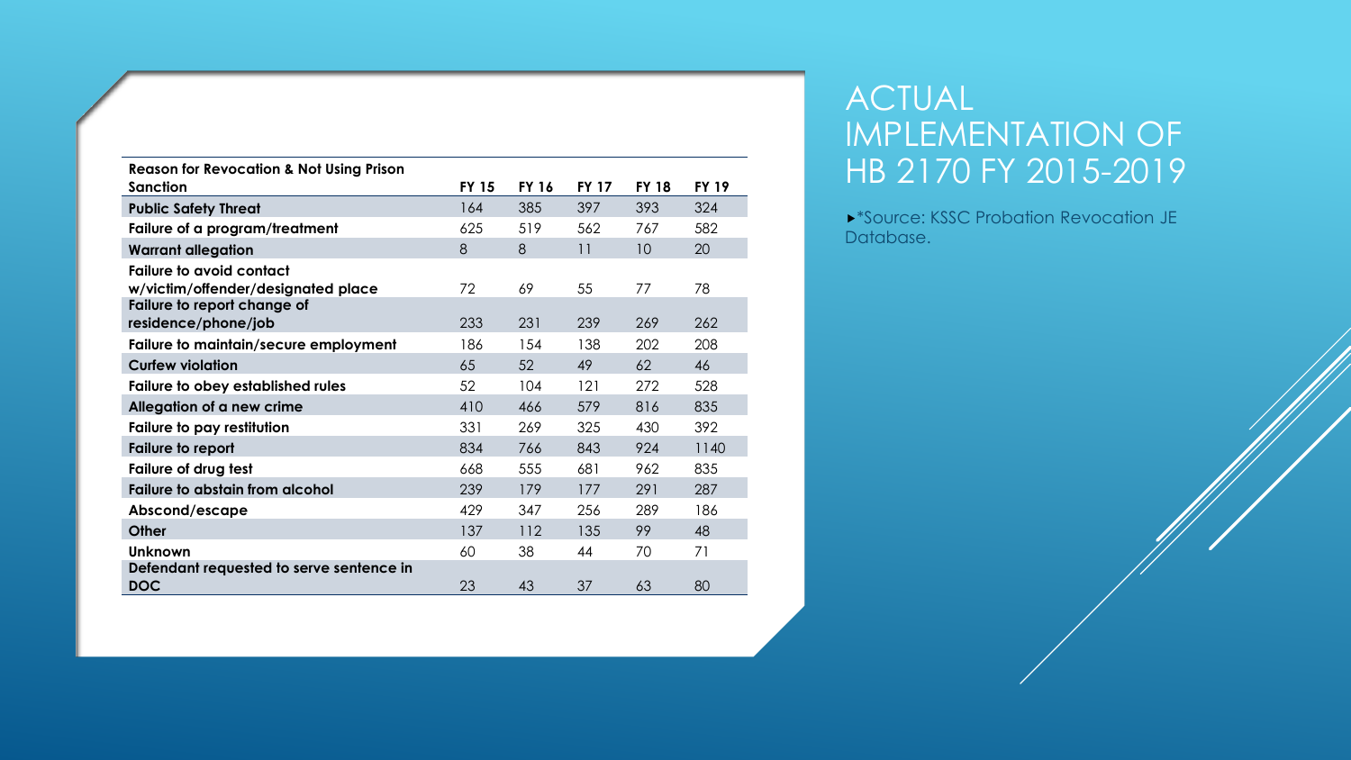# ACTUAL IMPLEMENTATION OF HB 2170 FY 2015-2019

- *Source: KSSC Probation Revocation JE Database.

| Reason for Revocation & Not Using Prison Sanction | FY 15 | FY 16 | FY 17 | FY 18 | FY 19 |
|---|---|---|---|---|---|
| Public Safety Threat | 164 | 385 | 397 | 393 | 324 |
| Failure of a program/treatment | 625 | 519 | 562 | 767 | 582 |
| Warrant allegation | 8 | 8 | 11 | 10 | 20 |
| Failure to avoid contact w/victim/offender/designated place | 72 | 69 | 55 | 77 | 78 |
| Failure to report change of residence/phone/job | 233 | 231 | 239 | 269 | 262 |
| Failure to maintain/secure employment | 186 | 154 | 138 | 202 | 208 |
| Curfew violation | 65 | 52 | 49 | 62 | 46 |
| Failure to obey established rules | 52 | 104 | 121 | 272 | 528 |
| Allegation of a new crime | 410 | 466 | 579 | 816 | 835 |
| Failure to pay restitution | 331 | 269 | 325 | 430 | 392 |
| Failure to report | 834 | 766 | 843 | 924 | 1140 |
| Failure of drug test | 668 | 555 | 681 | 962 | 835 |
| Failure to abstain from alcohol | 239 | 179 | 177 | 291 | 287 |
| Abscond/escape | 429 | 347 | 256 | 289 | 186 |
| Other | 137 | 112 | 135 | 99 | 48 |
| Unknown | 60 | 38 | 44 | 70 | 71 |
| Defendant requested to serve sentence in DOC | 23 | 43 | 37 | 63 | 80 |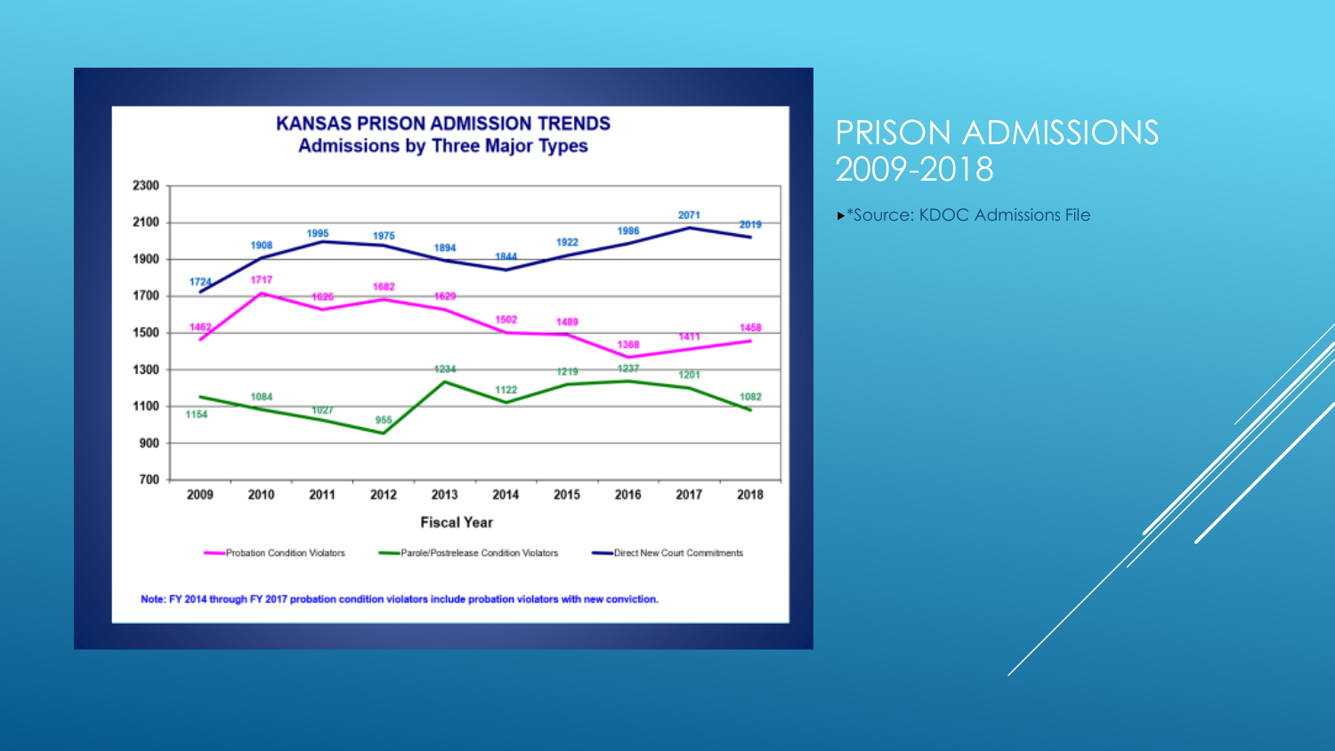# PRISON ADMISSIONS 2009-2018

- *Source: KDOC Admissions File

## KANSAS PRISON ADMISSION TRENDS

### Admissions by Three Major Types

| Fiscal Year | 2009 | 2010 | 2011 | 2012 | 2013 | 2014 | 2015 | 2016 | 2017 | 2018 |
|---|---|---|---|---|---|---|---|---|---|---|
| Probation Condition Violators | 1462 | 1717 | 1626 | 1682 | 1629 | 1502 | 1489 | 1368 | 1411 | 1458 |
| Parole/Postrelease Condition Violators | 1154 | 1084 | 1027 | 955 | 1234 | 1122 | 1219 | 1237 | 1201 | 1082 |
| Direct New Court Commitments | 1724 | 1908 | 1995 | 1975 | 1894 | 1844 | 1922 | 1986 | 2071 | 2019 |

Note: FY 2014 through FY 2017 probation condition violators include probation violators with new conviction.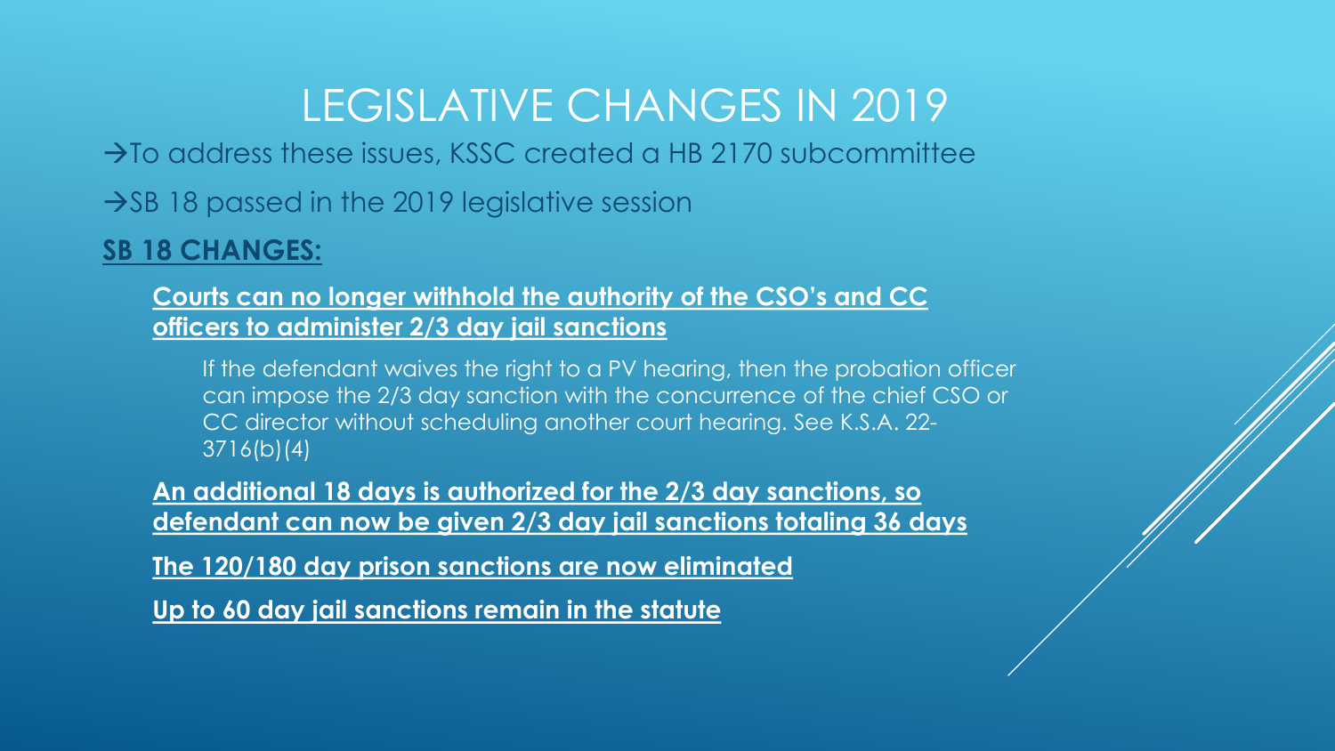# LEGISLATIVE CHANGES IN 2019

→To address these issues, KSSC created a HB 2170 subcommittee

→SB 18 passed in the 2019 legislative session

**SB 18 CHANGES:**

**Courts can no longer withhold the authority of the CSO's and CC officers to administer 2/3 day jail sanctions**

If the defendant waives the right to a PV hearing, then the probation officer can impose the 2/3 day sanction with the concurrence of the chief CSO or CC director without scheduling another court hearing. See K.S.A. 22-3716(b)(4)

**An additional 18 days is authorized for the 2/3 day sanctions, so defendant can now be given 2/3 day jail sanctions totaling 36 days**

**The 120/180 day prison sanctions are now eliminated**

**Up to 60 day jail sanctions remain in the statute**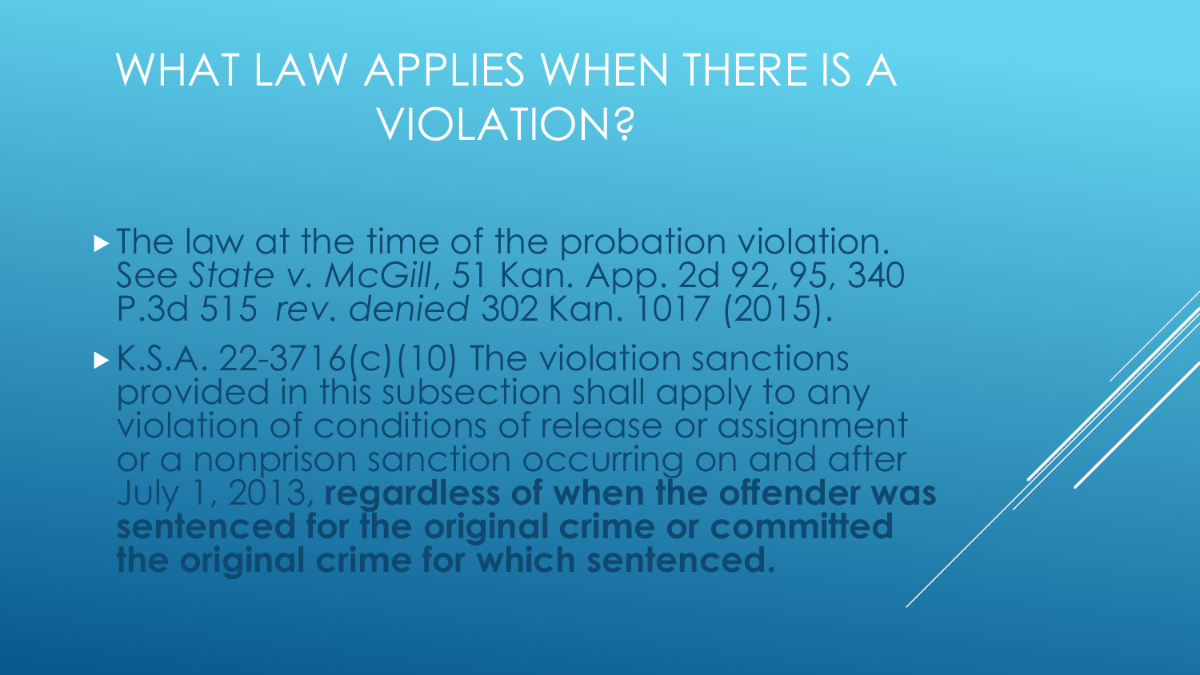# WHAT LAW APPLIES WHEN THERE IS A VIOLATION?

- The law at the time of the probation violation. See *State v. McGill*, 51 Kan. App. 2d 92, 95, 340 P.3d 515 *rev. denied* 302 Kan. 1017 (2015).
- K.S.A. 22-3716(c)(10) The violation sanctions provided in this subsection shall apply to any violation of conditions of release or assignment or a nonprison sanction occurring on and after July 1, 2013, **regardless of when the offender was sentenced for the original crime or committed the original crime for which sentenced.**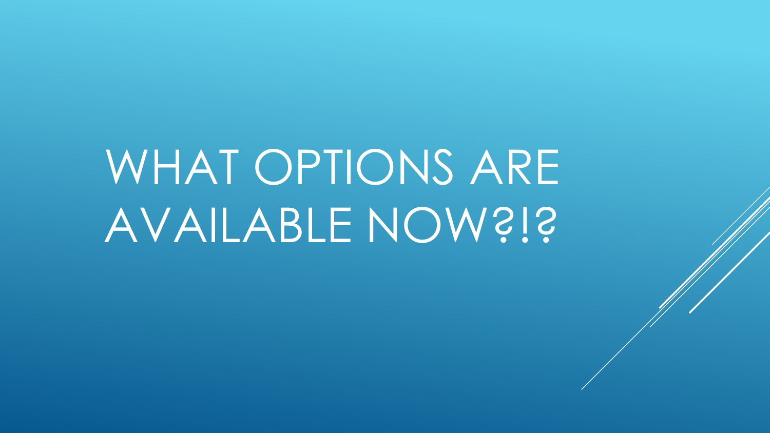# WHAT OPTIONS ARE AVAILABLE NOW?!?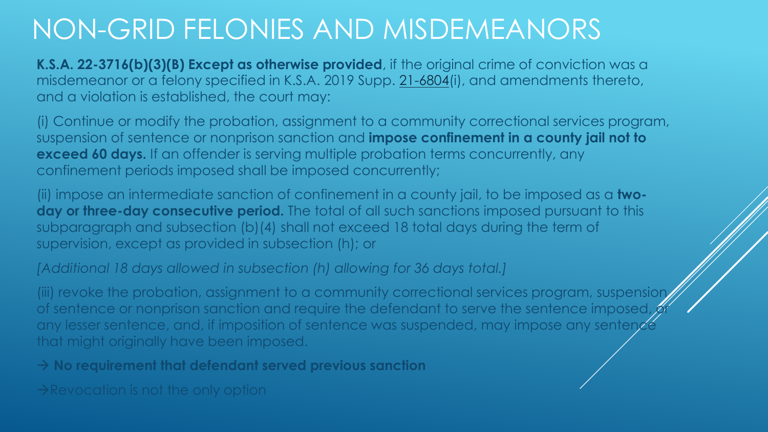# NON-GRID FELONIES AND MISDEMEANORS

**K.S.A. 22-3716(b)(3)(B) Except as otherwise provided**, if the original crime of conviction was a misdemeanor or a felony specified in K.S.A. 2019 Supp. 21-6804(i), and amendments thereto, and a violation is established, the court may:

(i) Continue or modify the probation, assignment to a community correctional services program, suspension of sentence or nonprison sanction and **impose confinement in a county jail not to exceed 60 days.** If an offender is serving multiple probation terms concurrently, any confinement periods imposed shall be imposed concurrently;

(ii) impose an intermediate sanction of confinement in a county jail, to be imposed as a **two-day or three-day consecutive period.** The total of all such sanctions imposed pursuant to this subparagraph and subsection (b)(4) shall not exceed 18 total days during the term of supervision, except as provided in subsection (h); or

*[Additional 18 days allowed in subsection (h) allowing for 36 days total.]*

(iii) revoke the probation, assignment to a community correctional services program, suspension of sentence or nonprison sanction and require the defendant to serve the sentence imposed, or any lesser sentence, and, if imposition of sentence was suspended, may impose any sentence that might originally have been imposed.

→ **No requirement that defendant served previous sanction**

→Revocation is not the only option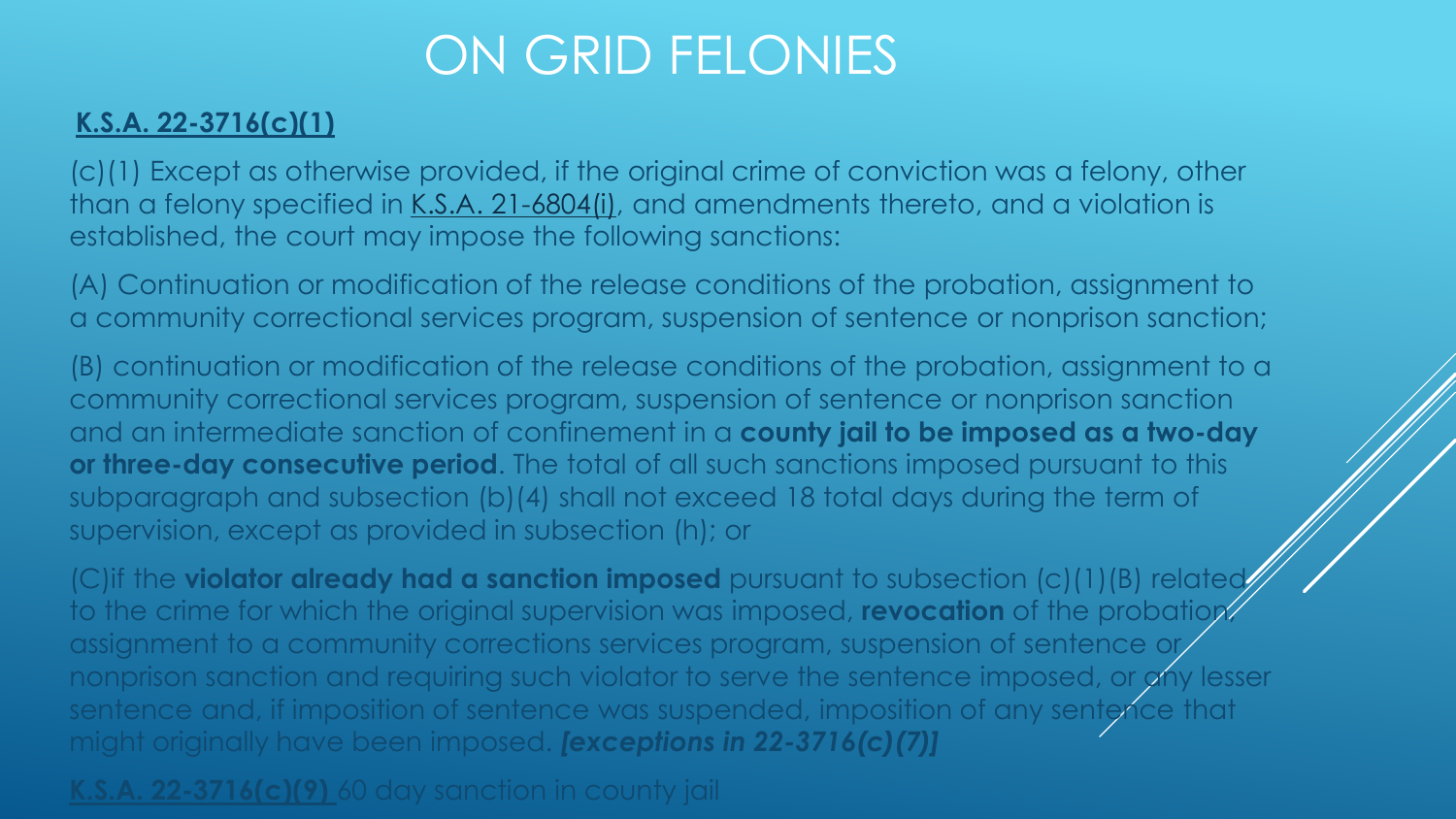# ON GRID FELONIES

**K.S.A. 22-3716(c)(1)**

(c)(1) Except as otherwise provided, if the original crime of conviction was a felony, other than a felony specified in K.S.A. 21-6804(i), and amendments thereto, and a violation is established, the court may impose the following sanctions:

(A) Continuation or modification of the release conditions of the probation, assignment to a community correctional services program, suspension of sentence or nonprison sanction;

(B) continuation or modification of the release conditions of the probation, assignment to a community correctional services program, suspension of sentence or nonprison sanction and an intermediate sanction of confinement in a **county jail to be imposed as a two-day or three-day consecutive period**. The total of all such sanctions imposed pursuant to this subparagraph and subsection (b)(4) shall not exceed 18 total days during the term of supervision, except as provided in subsection (h); or

(C)if the **violator already had a sanction imposed** pursuant to subsection (c)(1)(B) related to the crime for which the original supervision was imposed, **revocation** of the probation, assignment to a community corrections services program, suspension of sentence or nonprison sanction and requiring such violator to serve the sentence imposed, or any lesser sentence and, if imposition of sentence was suspended, imposition of any sentence that might originally have been imposed. ***[exceptions in 22-3716(c)(7)]***

**K.S.A. 22-3716(c)(9)** 60 day sanction in county jail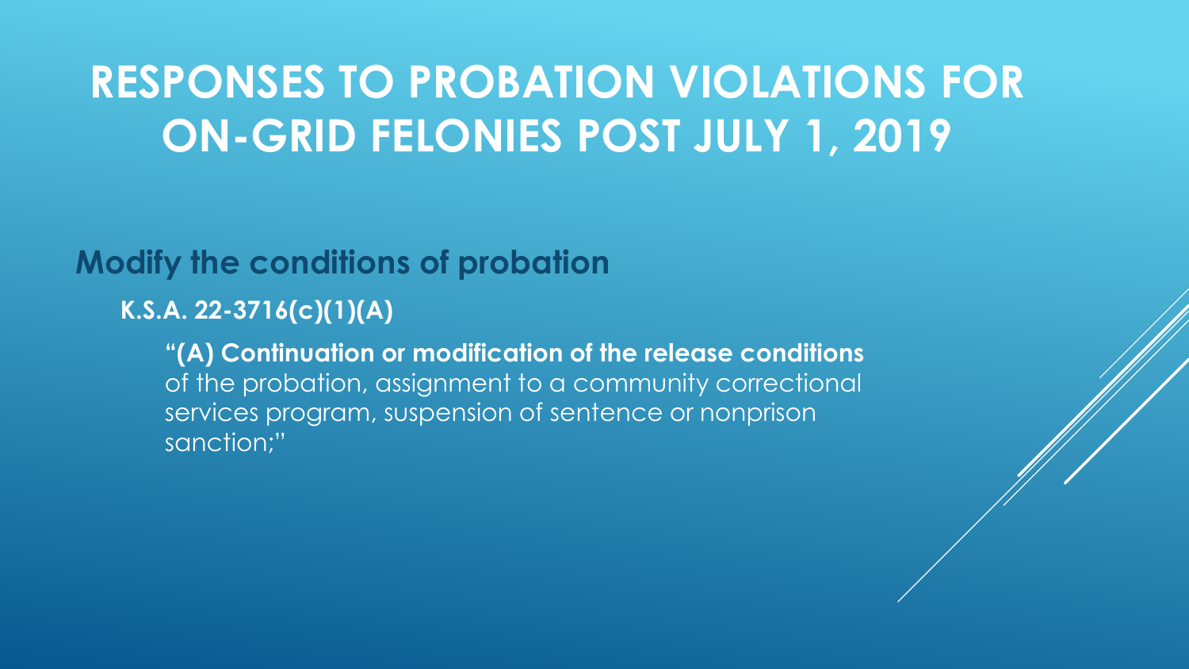# RESPONSES TO PROBATION VIOLATIONS FOR ON-GRID FELONIES POST JULY 1, 2019

## Modify the conditions of probation

**K.S.A. 22-3716(c)(1)(A)**

**"(A) Continuation or modification of the release conditions** of the probation, assignment to a community correctional services program, suspension of sentence or nonprison sanction;"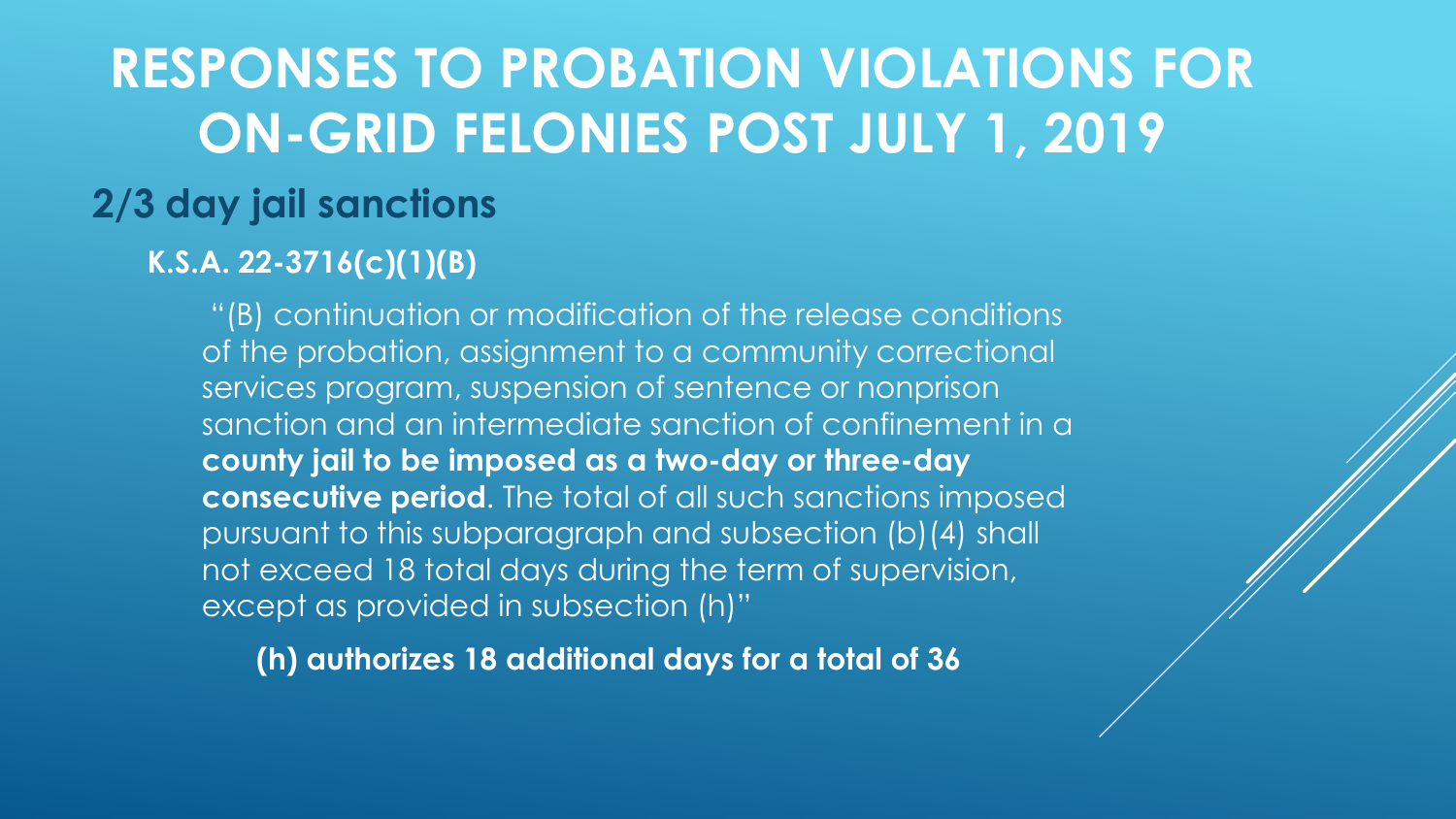# RESPONSES TO PROBATION VIOLATIONS FOR ON-GRID FELONIES POST JULY 1, 2019

## 2/3 day jail sanctions

### K.S.A. 22-3716(c)(1)(B)

"(B) continuation or modification of the release conditions of the probation, assignment to a community correctional services program, suspension of sentence or nonprison sanction and an intermediate sanction of confinement in a **county jail to be imposed as a two-day or three-day consecutive period**. The total of all such sanctions imposed pursuant to this subparagraph and subsection (b)(4) shall not exceed 18 total days during the term of supervision, except as provided in subsection (h)"

**(h) authorizes 18 additional days for a total of 36**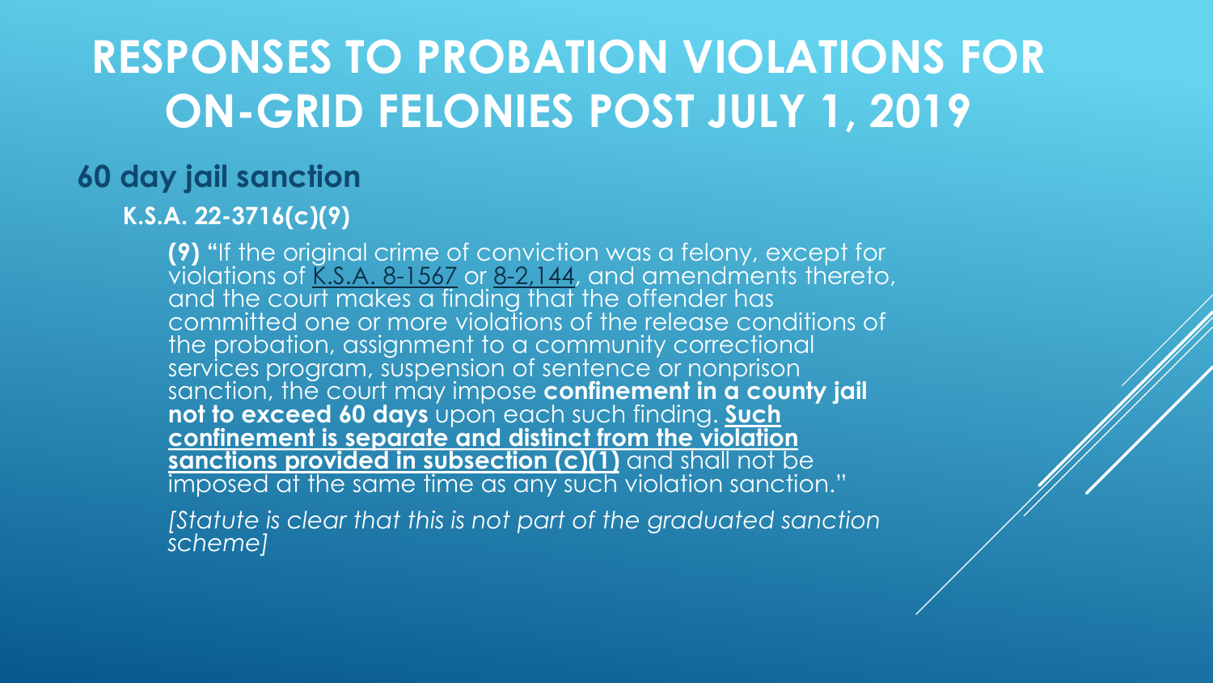# RESPONSES TO PROBATION VIOLATIONS FOR ON-GRID FELONIES POST JULY 1, 2019

## 60 day jail sanction

### K.S.A. 22-3716(c)(9)

**(9)** "If the original crime of conviction was a felony, except for violations of K.S.A. 8-1567 or 8-2,144, and amendments thereto, and the court makes a finding that the offender has committed one or more violations of the release conditions of the probation, assignment to a community correctional services program, suspension of sentence or nonprison sanction, the court may impose **confinement in a county jail not to exceed 60 days** upon each such finding**. <u>Such confinement is separate and distinct from the violation sanctions provided in subsection (c)(1)</u>** and shall not be imposed at the same time as any such violation sanction."

*[Statute is clear that this is not part of the graduated sanction scheme]*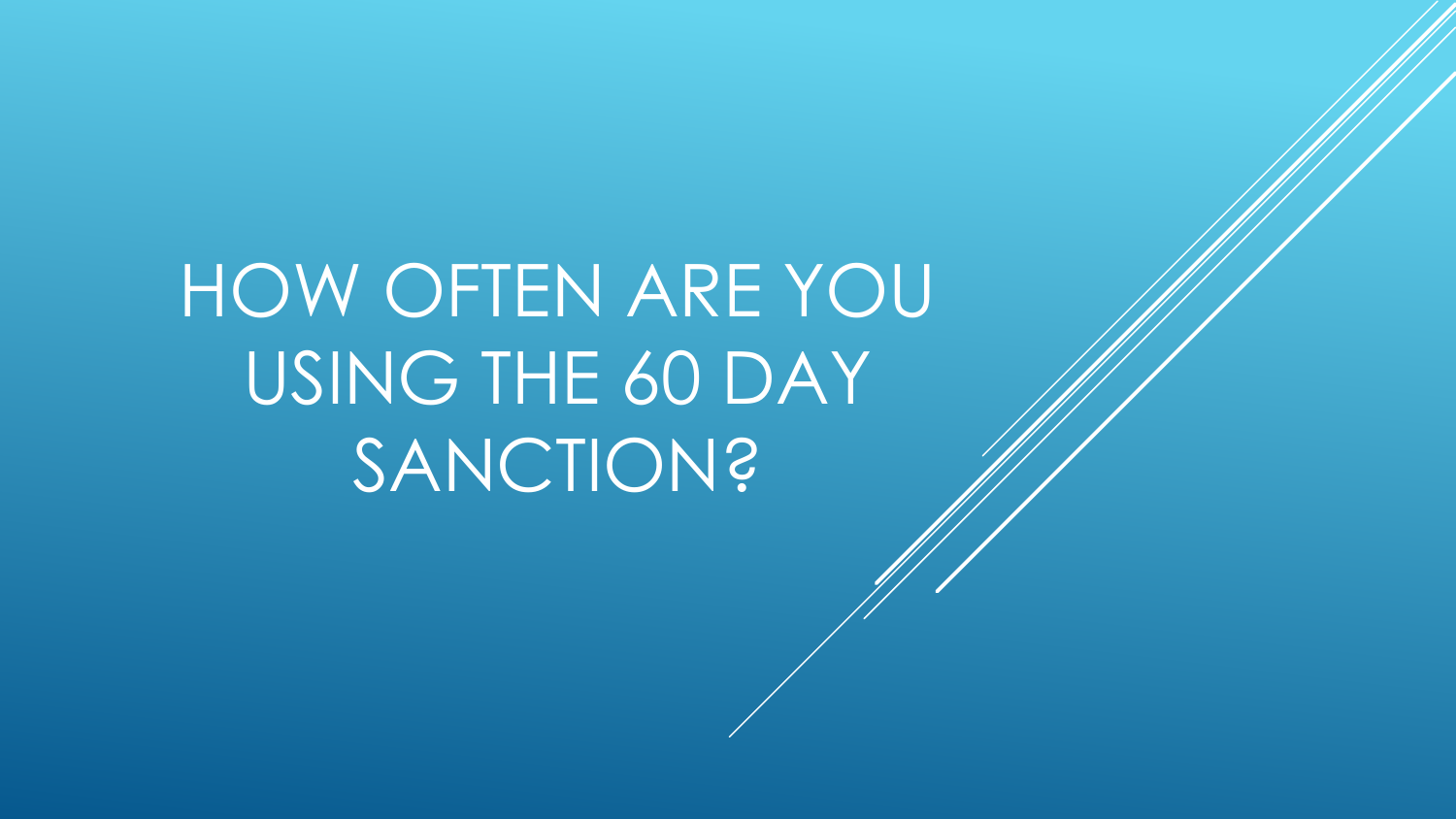# HOW OFTEN ARE YOU USING THE 60 DAY SANCTION?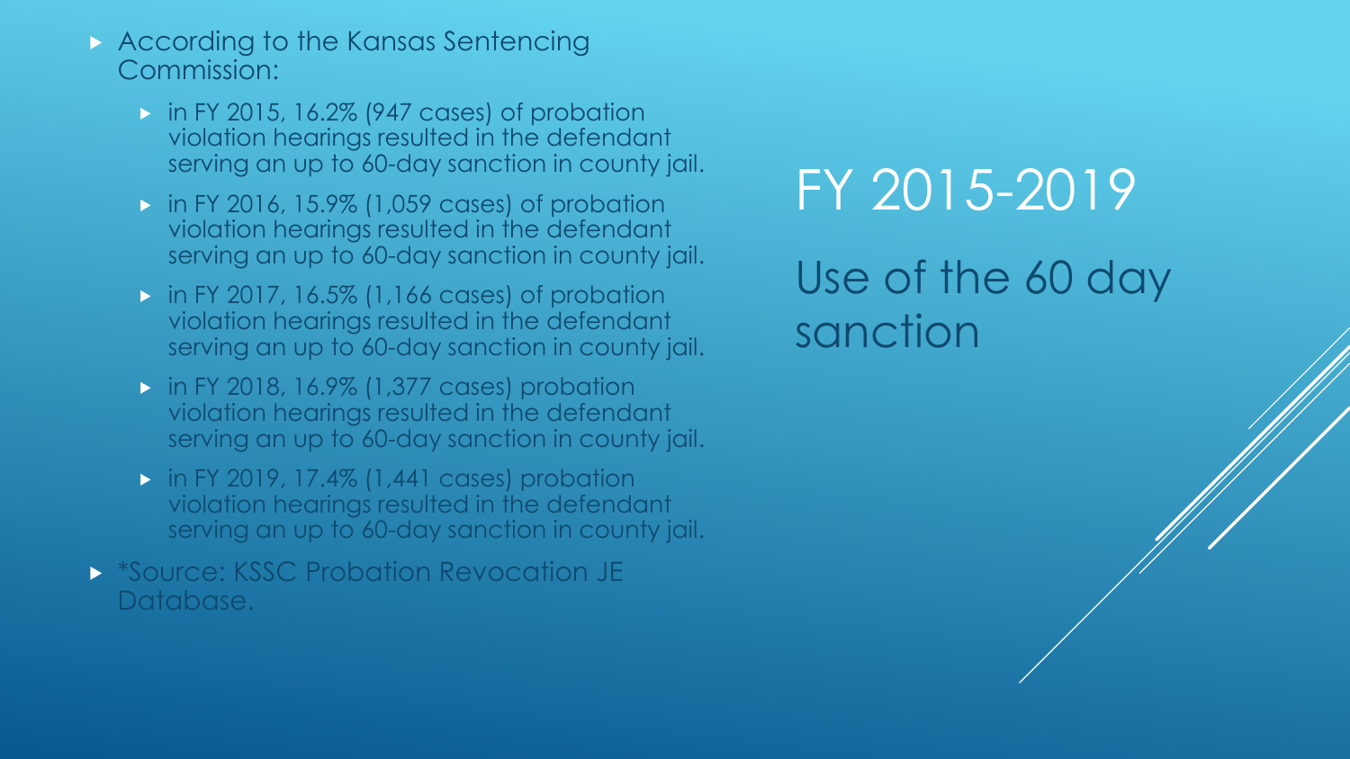# FY 2015-2019

## Use of the 60 day sanction

- According to the Kansas Sentencing Commission:
  - in FY 2015, 16.2% (947 cases) of probation violation hearings resulted in the defendant serving an up to 60-day sanction in county jail.
  - in FY 2016, 15.9% (1,059 cases) of probation violation hearings resulted in the defendant serving an up to 60-day sanction in county jail.
  - in FY 2017, 16.5% (1,166 cases) of probation violation hearings resulted in the defendant serving an up to 60-day sanction in county jail.
  - in FY 2018, 16.9% (1,377 cases) probation violation hearings resulted in the defendant serving an up to 60-day sanction in county jail.
  - in FY 2019, 17.4% (1,441 cases) probation violation hearings resulted in the defendant serving an up to 60-day sanction in county jail.
- *Source: KSSC Probation Revocation JE Database.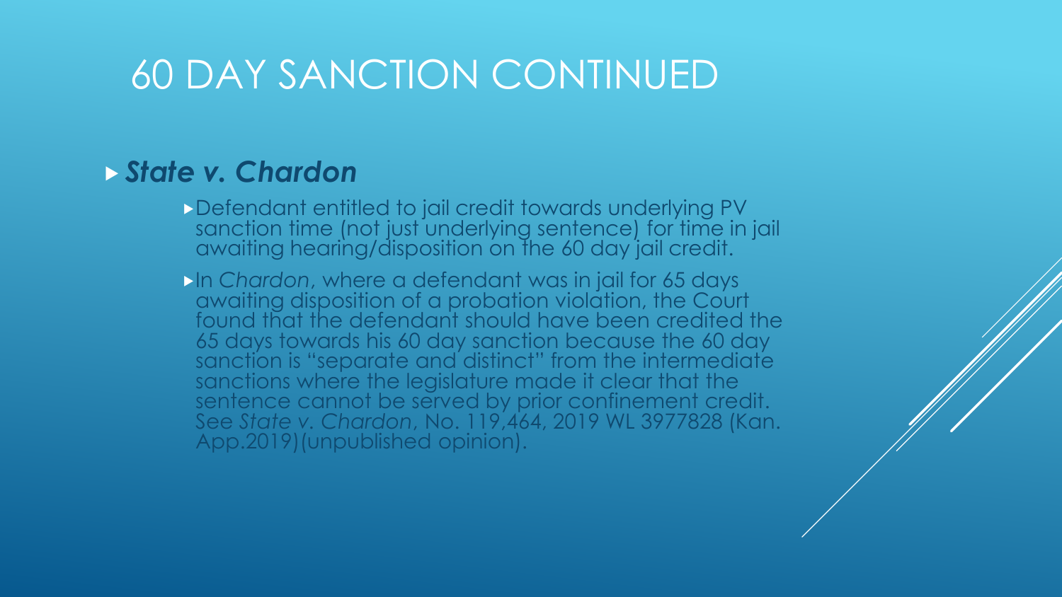# 60 DAY SANCTION CONTINUED

- ***State v. Chardon***
  - Defendant entitled to jail credit towards underlying PV sanction time (not just underlying sentence) for time in jail awaiting hearing/disposition on the 60 day jail credit.
  - In *Chardon*, where a defendant was in jail for 65 days awaiting disposition of a probation violation, the Court found that the defendant should have been credited the 65 days towards his 60 day sanction because the 60 day sanction is "separate and distinct" from the intermediate sanctions where the legislature made it clear that the sentence cannot be served by prior confinement credit. See *State v. Chardon*, No. 119,464, 2019 WL 3977828 (Kan. App.2019)(unpublished opinion).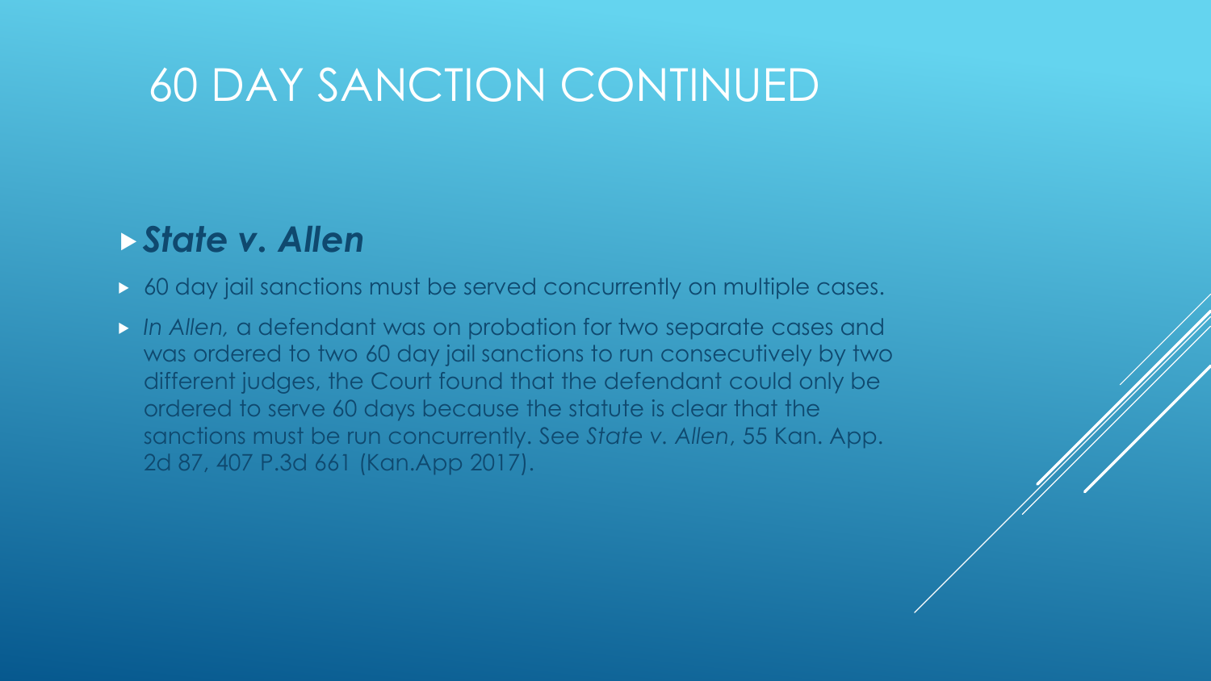# 60 DAY SANCTION CONTINUED

- ***State v. Allen***

- 60 day jail sanctions must be served concurrently on multiple cases.
- *In Allen,* a defendant was on probation for two separate cases and was ordered to two 60 day jail sanctions to run consecutively by two different judges, the Court found that the defendant could only be ordered to serve 60 days because the statute is clear that the sanctions must be run concurrently. See *State v. Allen*, 55 Kan. App. 2d 87, 407 P.3d 661 (Kan.App 2017).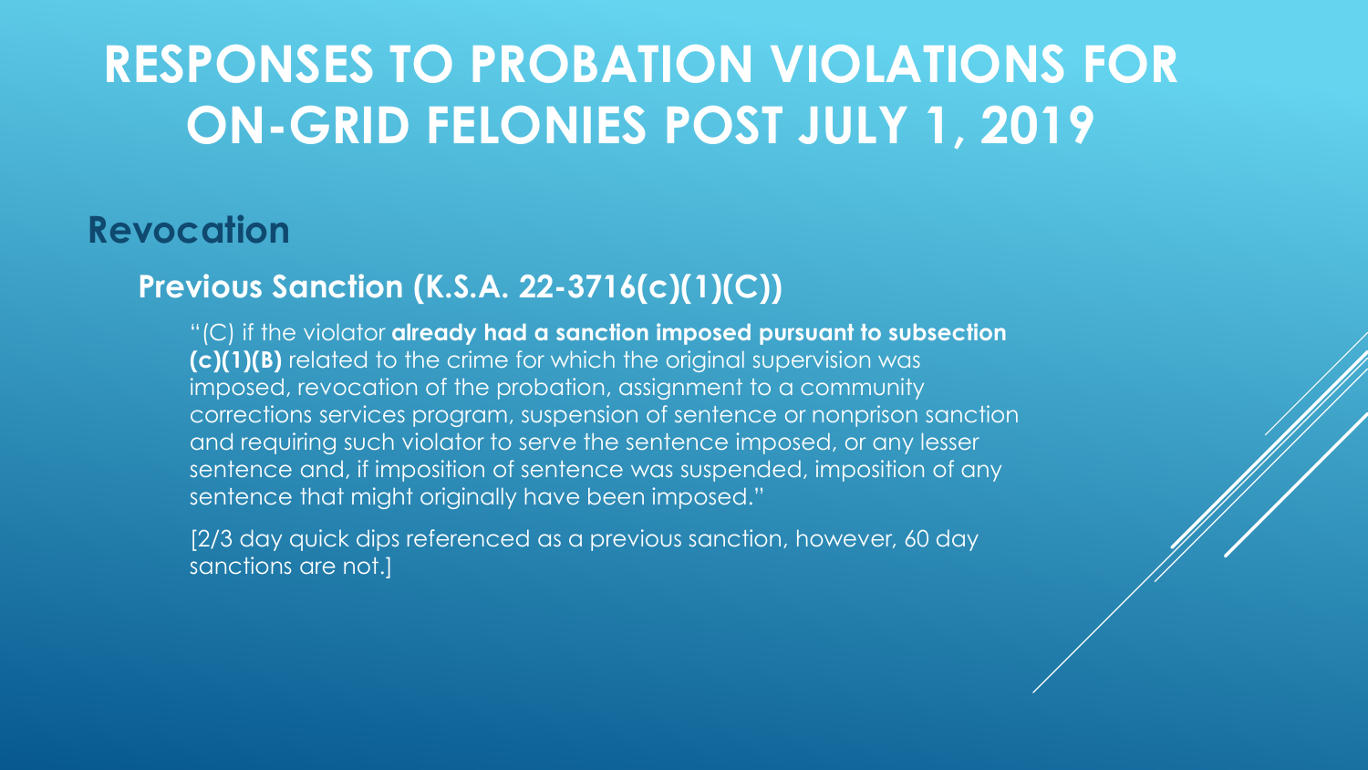# RESPONSES TO PROBATION VIOLATIONS FOR ON-GRID FELONIES POST JULY 1, 2019

## Revocation

### Previous Sanction (K.S.A. 22-3716(c)(1)(C))

"(C) if the violator **already had a sanction imposed pursuant to subsection (c)(1)(B)** related to the crime for which the original supervision was imposed, revocation of the probation, assignment to a community corrections services program, suspension of sentence or nonprison sanction and requiring such violator to serve the sentence imposed, or any lesser sentence and, if imposition of sentence was suspended, imposition of any sentence that might originally have been imposed."

[2/3 day quick dips referenced as a previous sanction, however, 60 day sanctions are not.]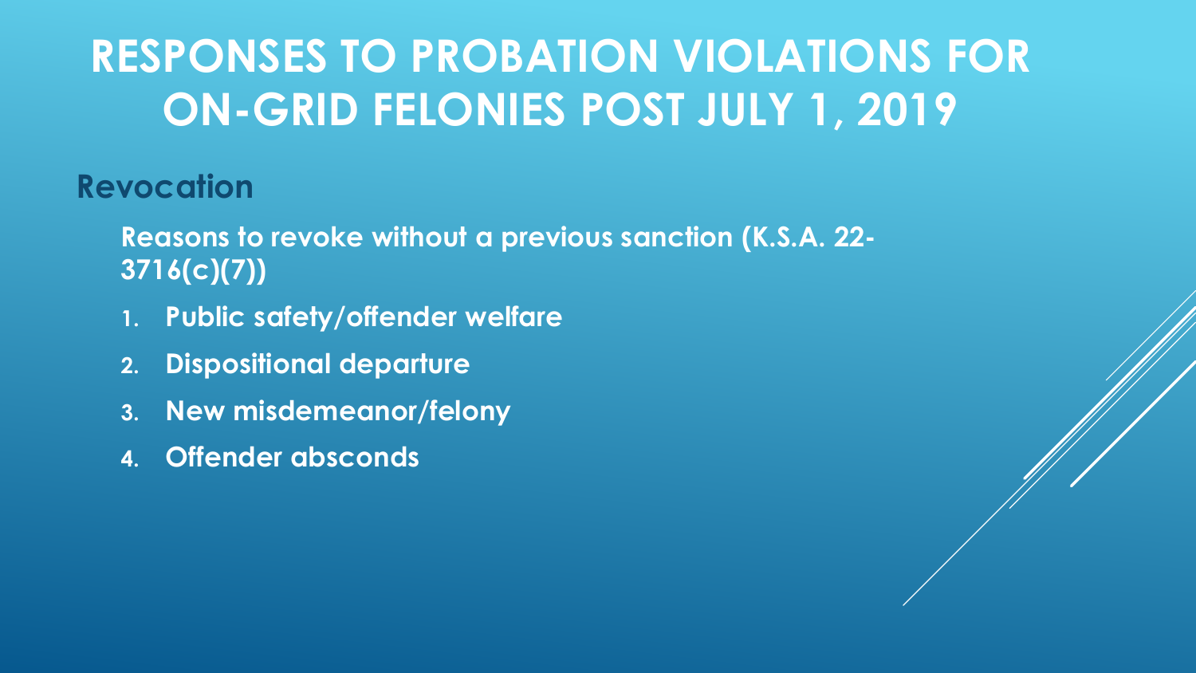# RESPONSES TO PROBATION VIOLATIONS FOR ON-GRID FELONIES POST JULY 1, 2019

## Revocation

**Reasons to revoke without a previous sanction (K.S.A. 22-3716(c)(7))**

1. **Public safety/offender welfare**
2. **Dispositional departure**
3. **New misdemeanor/felony**
4. **Offender absconds**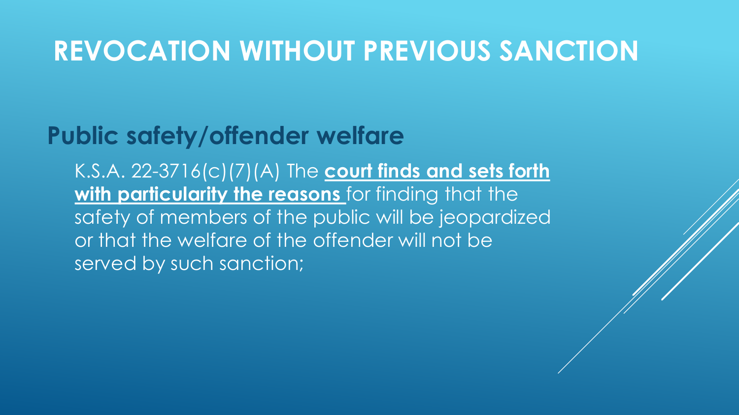# REVOCATION WITHOUT PREVIOUS SANCTION

## Public safety/offender welfare

K.S.A. 22-3716(c)(7)(A) The **court finds and sets forth with particularity the reasons** for finding that the safety of members of the public will be jeopardized or that the welfare of the offender will not be served by such sanction;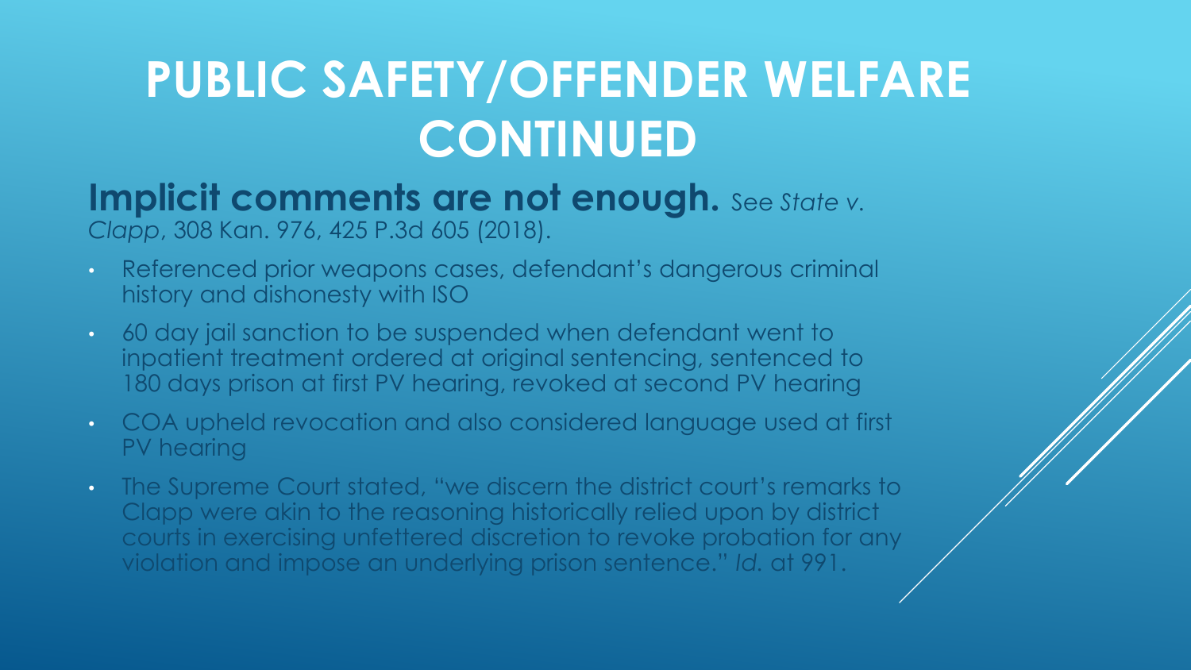# PUBLIC SAFETY/OFFENDER WELFARE CONTINUED

**Implicit comments are not enough.** *See State v. Clapp*, 308 Kan. 976, 425 P.3d 605 (2018).

- Referenced prior weapons cases, defendant's dangerous criminal history and dishonesty with ISO
- 60 day jail sanction to be suspended when defendant went to inpatient treatment ordered at original sentencing, sentenced to 180 days prison at first PV hearing, revoked at second PV hearing
- COA upheld revocation and also considered language used at first PV hearing
- The Supreme Court stated, "we discern the district court's remarks to Clapp were akin to the reasoning historically relied upon by district courts in exercising unfettered discretion to revoke probation for any violation and impose an underlying prison sentence." *Id.* at 991.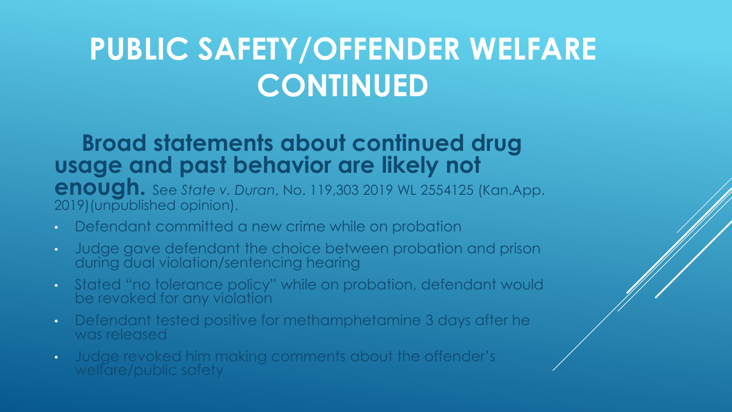# PUBLIC SAFETY/OFFENDER WELFARE CONTINUED

**Broad statements about continued drug usage and past behavior are likely not enough.** See *State v. Duran*, No. 119,303 2019 WL 2554125 (Kan.App. 2019)(unpublished opinion).

- Defendant committed a new crime while on probation
- Judge gave defendant the choice between probation and prison during dual violation/sentencing hearing
- Stated "no tolerance policy" while on probation, defendant would be revoked for any violation
- Defendant tested positive for methamphetamine 3 days after he was released
- Judge revoked him making comments about the offender's welfare/public safety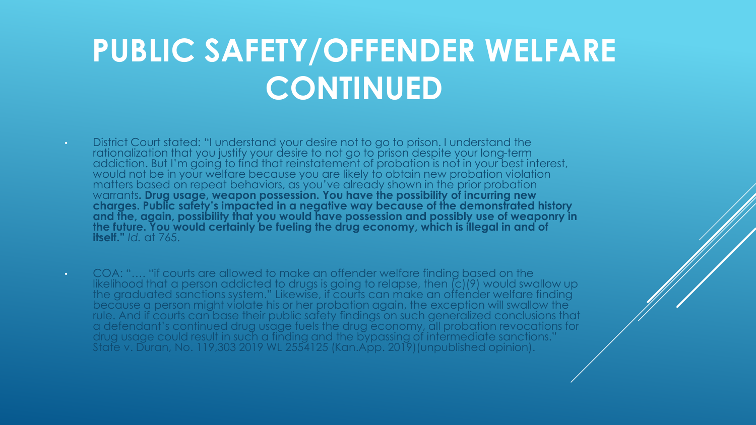# PUBLIC SAFETY/OFFENDER WELFARE CONTINUED

- District Court stated: "I understand your desire not to go to prison. I understand the rationalization that you justify your desire to not go to prison despite your long-term addiction. But I'm going to find that reinstatement of probation is not in your best interest, would not be in your welfare because you are likely to obtain new probation violation matters based on repeat behaviors, as you've already shown in the prior probation warrants**. Drug usage, weapon possession. You have the possibility of incurring new charges. Public safety's impacted in a negative way because of the demonstrated history and the, again, possibility that you would have possession and possibly use of weaponry in the future. You would certainly be fueling the drug economy, which is illegal in and of itself."** *Id.* at 765.

- COA: "…. "if courts are allowed to make an offender welfare finding based on the likelihood that a person addicted to drugs is going to relapse, then (c)(9) would swallow up the graduated sanctions system." Likewise, if courts can make an offender welfare finding because a person might violate his or her probation again, the exception will swallow the rule. And if courts can base their public safety findings on such generalized conclusions that a defendant's continued drug usage fuels the drug economy, all probation revocations for drug usage could result in such a finding and the bypassing of intermediate sanctions." State v. Duran, No. 119,303 2019 WL 2554125 (Kan.App. 2019)(unpublished opinion).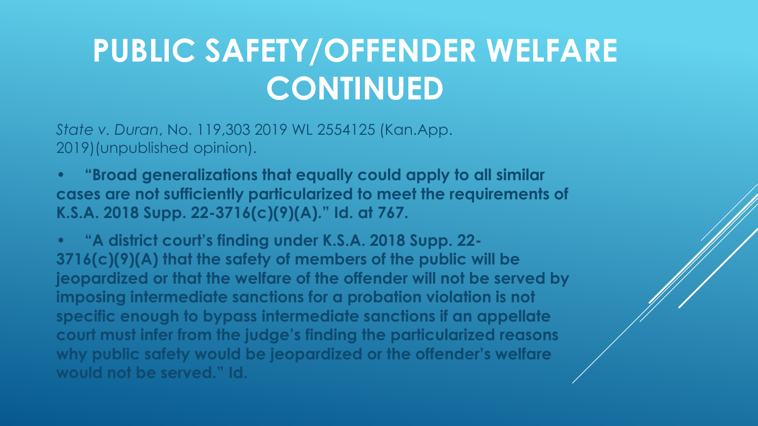# PUBLIC SAFETY/OFFENDER WELFARE CONTINUED

*State v. Duran*, No. 119,303 2019 WL 2554125 (Kan.App. 2019)(unpublished opinion).

- **"Broad generalizations that equally could apply to all similar cases are not sufficiently particularized to meet the requirements of K.S.A. 2018 Supp. 22-3716(c)(9)(A)." Id. at 767.**
- **"A district court's finding under K.S.A. 2018 Supp. 22-3716(c)(9)(A) that the safety of members of the public will be jeopardized or that the welfare of the offender will not be served by imposing intermediate sanctions for a probation violation is not specific enough to bypass intermediate sanctions if an appellate court must infer from the judge's finding the particularized reasons why public safety would be jeopardized or the offender's welfare would not be served." Id.**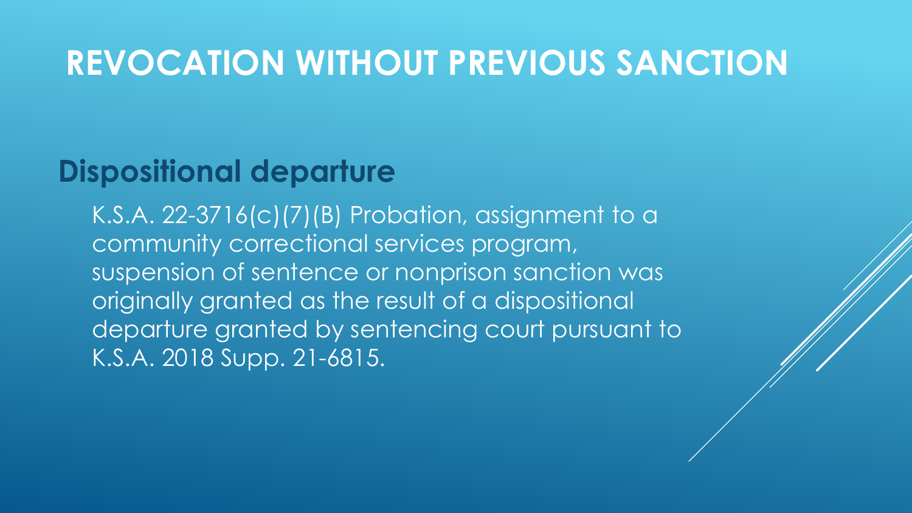# REVOCATION WITHOUT PREVIOUS SANCTION

## Dispositional departure

K.S.A. 22-3716(c)(7)(B) Probation, assignment to a community correctional services program, suspension of sentence or nonprison sanction was originally granted as the result of a dispositional departure granted by sentencing court pursuant to K.S.A. 2018 Supp. 21-6815.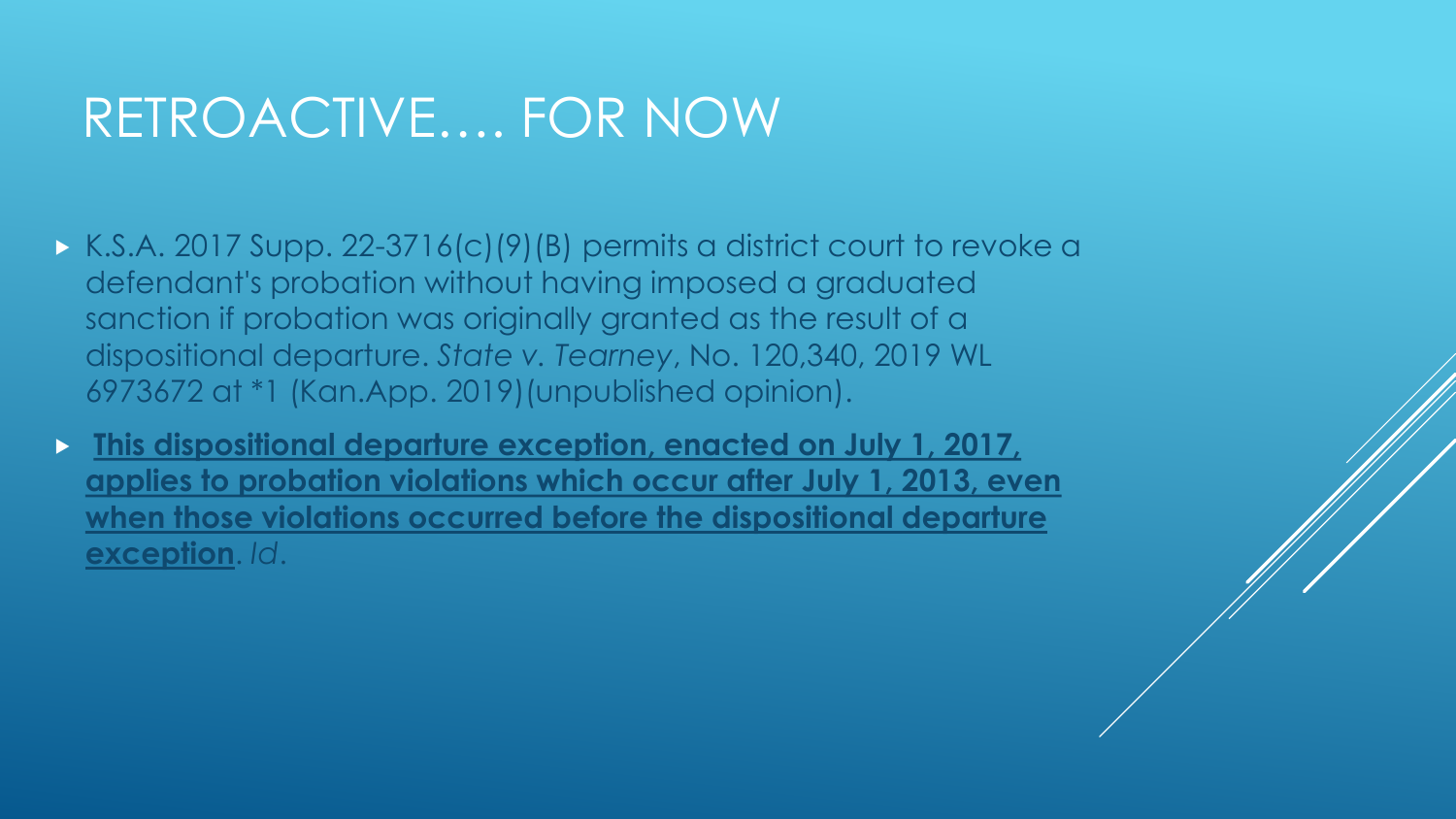# RETROACTIVE…. FOR NOW

- K.S.A. 2017 Supp. 22-3716(c)(9)(B) permits a district court to revoke a defendant's probation without having imposed a graduated sanction if probation was originally granted as the result of a dispositional departure. *State v. Tearney*, No. 120,340, 2019 WL 6973672 at *1 (Kan.App. 2019)(unpublished opinion).
- **This dispositional departure exception, enacted on July 1, 2017, applies to probation violations which occur after July 1, 2013, even when those violations occurred before the dispositional departure exception**. *Id*.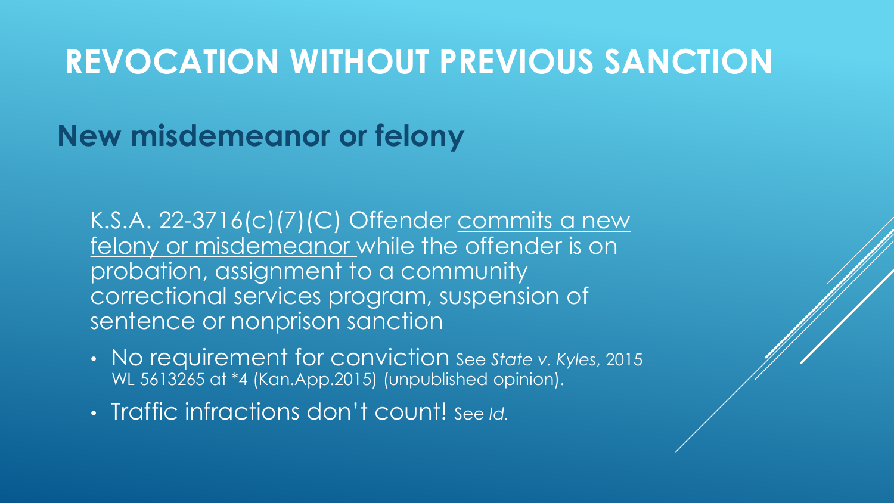# REVOCATION WITHOUT PREVIOUS SANCTION

## New misdemeanor or felony

K.S.A. 22-3716(c)(7)(C) Offender <u>commits a new felony or misdemeanor</u> while the offender is on probation, assignment to a community correctional services program, suspension of sentence or nonprison sanction

- No requirement for conviction See *State v. Kyles*, 2015 WL 5613265 at *4 (Kan.App.2015) (unpublished opinion).
- Traffic infractions don't count! See *Id.*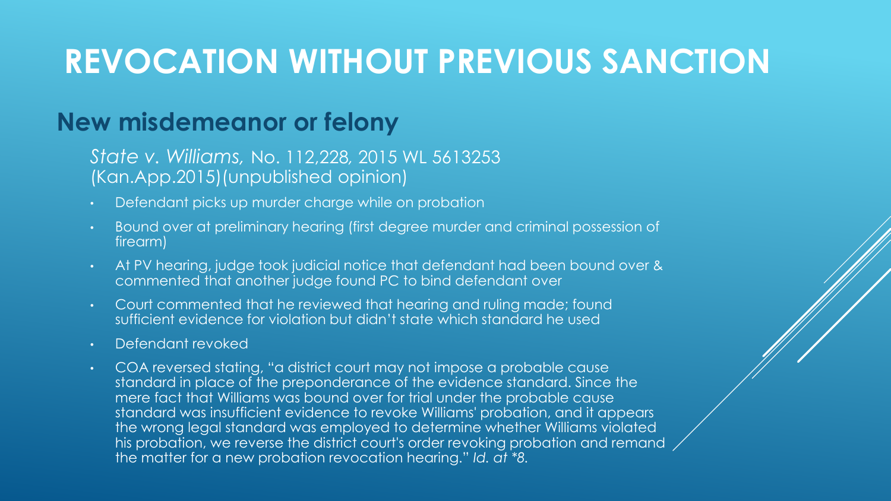# REVOCATION WITHOUT PREVIOUS SANCTION

## New misdemeanor or felony

*State v. Williams,* No. 112,228, 2015 WL 5613253 (Kan.App.2015)(unpublished opinion)

- Defendant picks up murder charge while on probation
- Bound over at preliminary hearing (first degree murder and criminal possession of firearm)
- At PV hearing, judge took judicial notice that defendant had been bound over & commented that another judge found PC to bind defendant over
- Court commented that he reviewed that hearing and ruling made; found sufficient evidence for violation but didn't state which standard he used
- Defendant revoked
- COA reversed stating, "a district court may not impose a probable cause standard in place of the preponderance of the evidence standard. Since the mere fact that Williams was bound over for trial under the probable cause standard was insufficient evidence to revoke Williams' probation, and it appears the wrong legal standard was employed to determine whether Williams violated his probation, we reverse the district court's order revoking probation and remand the matter for a new probation revocation hearing." *Id. at *8.*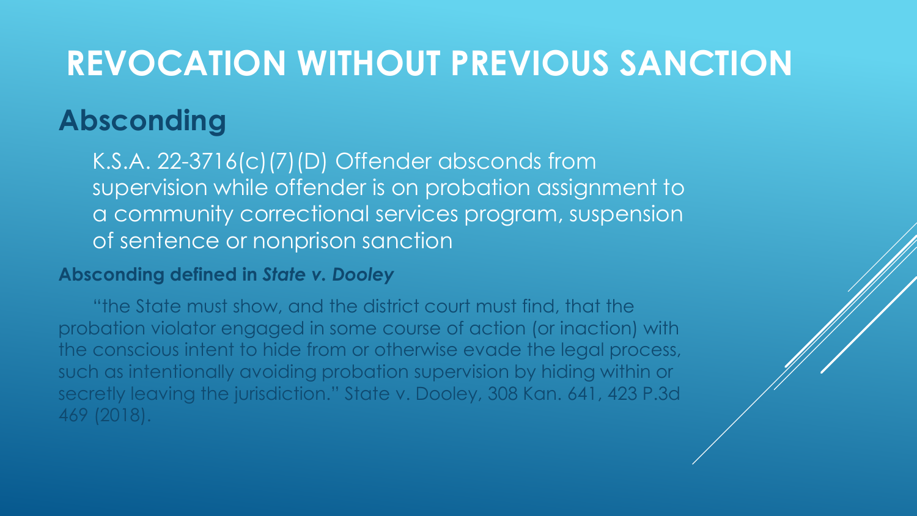# REVOCATION WITHOUT PREVIOUS SANCTION

## Absconding

K.S.A. 22-3716(c)(7)(D) Offender absconds from supervision while offender is on probation assignment to a community correctional services program, suspension of sentence or nonprison sanction

**Absconding defined in *State v. Dooley***

"the State must show, and the district court must find, that the probation violator engaged in some course of action (or inaction) with the conscious intent to hide from or otherwise evade the legal process, such as intentionally avoiding probation supervision by hiding within or secretly leaving the jurisdiction." State v. Dooley, 308 Kan. 641, 423 P.3d 469 (2018).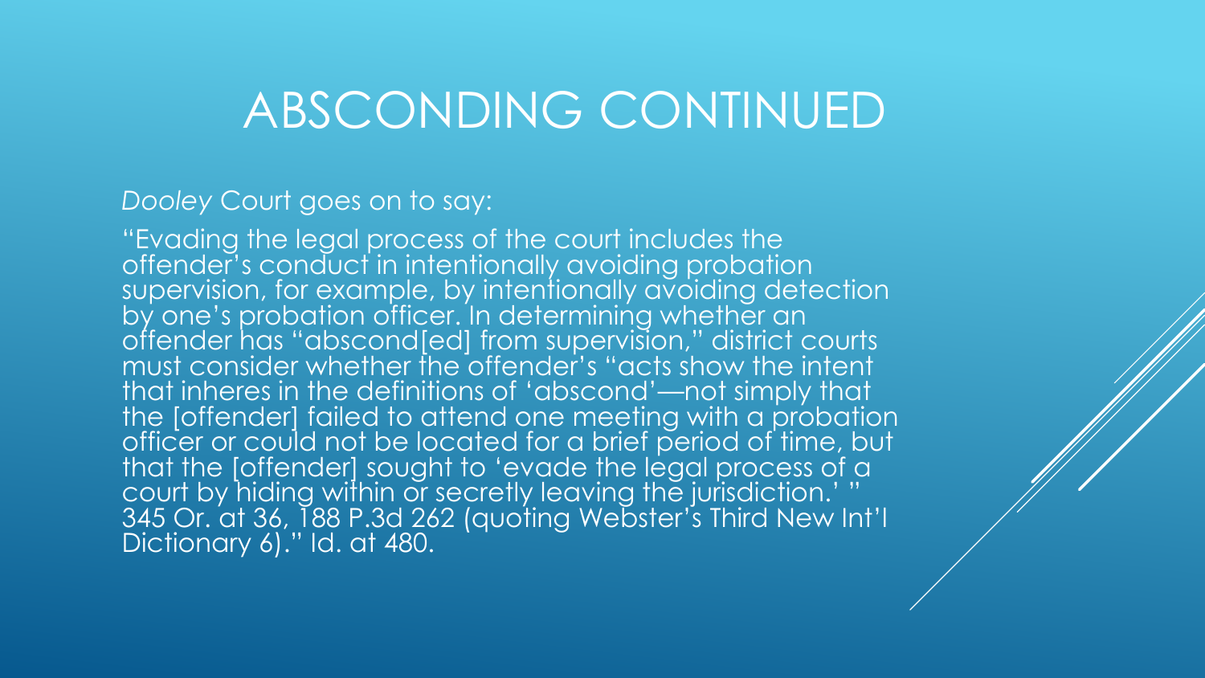# ABSCONDING CONTINUED

*Dooley* Court goes on to say:

"Evading the legal process of the court includes the offender's conduct in intentionally avoiding probation supervision, for example, by intentionally avoiding detection by one's probation officer. In determining whether an offender has "abscond[ed] from supervision," district courts must consider whether the offender's "acts show the intent that inheres in the definitions of 'abscond'—not simply that the [offender] failed to attend one meeting with a probation officer or could not be located for a brief period of time, but that the [offender] sought to 'evade the legal process of a court by hiding within or secretly leaving the jurisdiction.' " 345 Or. at 36, 188 P.3d 262 (quoting Webster's Third New Int'l Dictionary 6)." Id. at 480.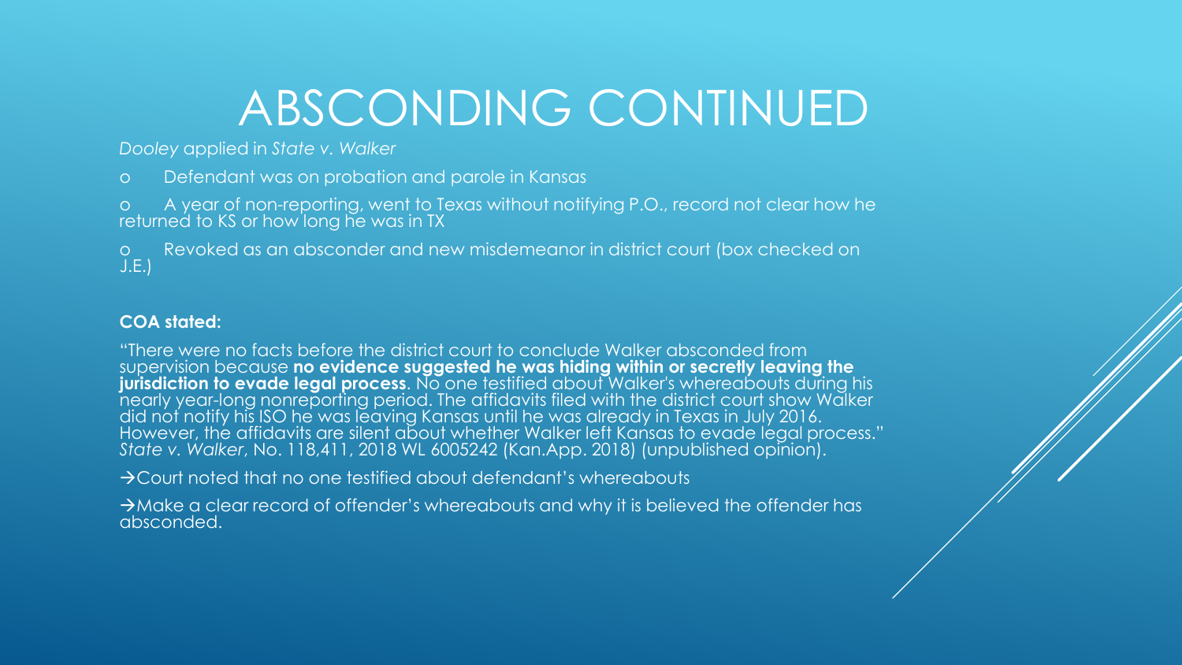# ABSCONDING CONTINUED

*Dooley* applied in *State v. Walker*

- Defendant was on probation and parole in Kansas
- A year of non-reporting, went to Texas without notifying P.O., record not clear how he returned to KS or how long he was in TX
- Revoked as an absconder and new misdemeanor in district court (box checked on J.E.)

**COA stated:**

"There were no facts before the district court to conclude Walker absconded from supervision because **no evidence suggested he was hiding within or secretly leaving the jurisdiction to evade legal process**. No one testified about Walker's whereabouts during his nearly year-long nonreporting period. The affidavits filed with the district court show Walker did not notify his ISO he was leaving Kansas until he was already in Texas in July 2016. However, the affidavits are silent about whether Walker left Kansas to evade legal process." *State v. Walker*, No. 118,411, 2018 WL 6005242 (Kan.App. 2018) (unpublished opinion).

→Court noted that no one testified about defendant's whereabouts

→Make a clear record of offender's whereabouts and why it is believed the offender has absconded.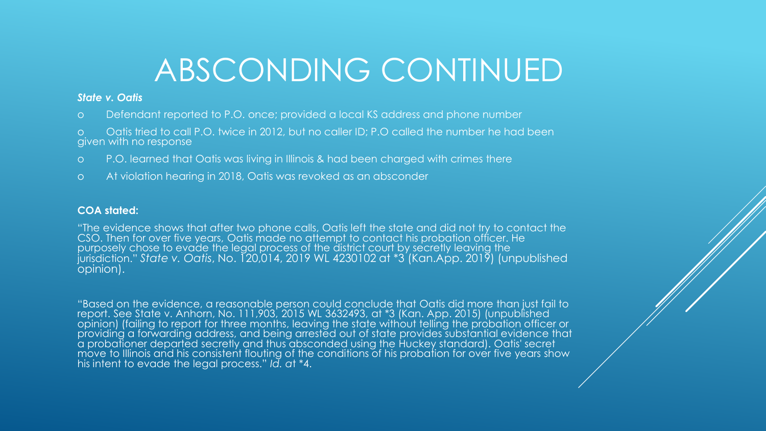# ABSCONDING CONTINUED

***State v. Oatis***

- Defendant reported to P.O. once; provided a local KS address and phone number
- Oatis tried to call P.O. twice in 2012, but no caller ID; P.O called the number he had been given with no response
- P.O. learned that Oatis was living in Illinois & had been charged with crimes there
- At violation hearing in 2018, Oatis was revoked as an absconder

**COA stated:**

"The evidence shows that after two phone calls, Oatis left the state and did not try to contact the CSO. Then for over five years, Oatis made no attempt to contact his probation officer. He purposely chose to evade the legal process of the district court by secretly leaving the jurisdiction." *State v. Oatis*, No. 120,014, 2019 WL 4230102 at *3 (Kan.App. 2019) (unpublished opinion).

"Based on the evidence, a reasonable person could conclude that Oatis did more than just fail to report. See State v. Anhorn, No. 111,903, 2015 WL 3632493, at *3 (Kan. App. 2015) (unpublished opinion) (failing to report for three months, leaving the state without telling the probation officer or providing a forwarding address, and being arrested out of state provides substantial evidence that a probationer departed secretly and thus absconded using the Huckey standard). Oatis' secret move to Illinois and his consistent flouting of the conditions of his probation for over five years show his intent to evade the legal process." *Id. at* *4.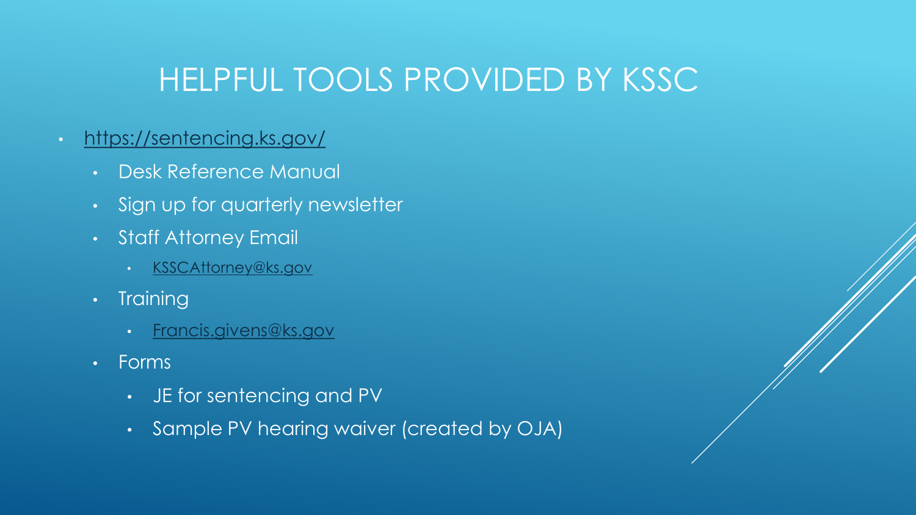# HELPFUL TOOLS PROVIDED BY KSSC

- https://sentencing.ks.gov/
  - Desk Reference Manual
  - Sign up for quarterly newsletter
  - Staff Attorney Email
    - KSSCAttorney@ks.gov
  - Training
    - Francis.givens@ks.gov
  - Forms
    - JE for sentencing and PV
    - Sample PV hearing waiver (created by OJA)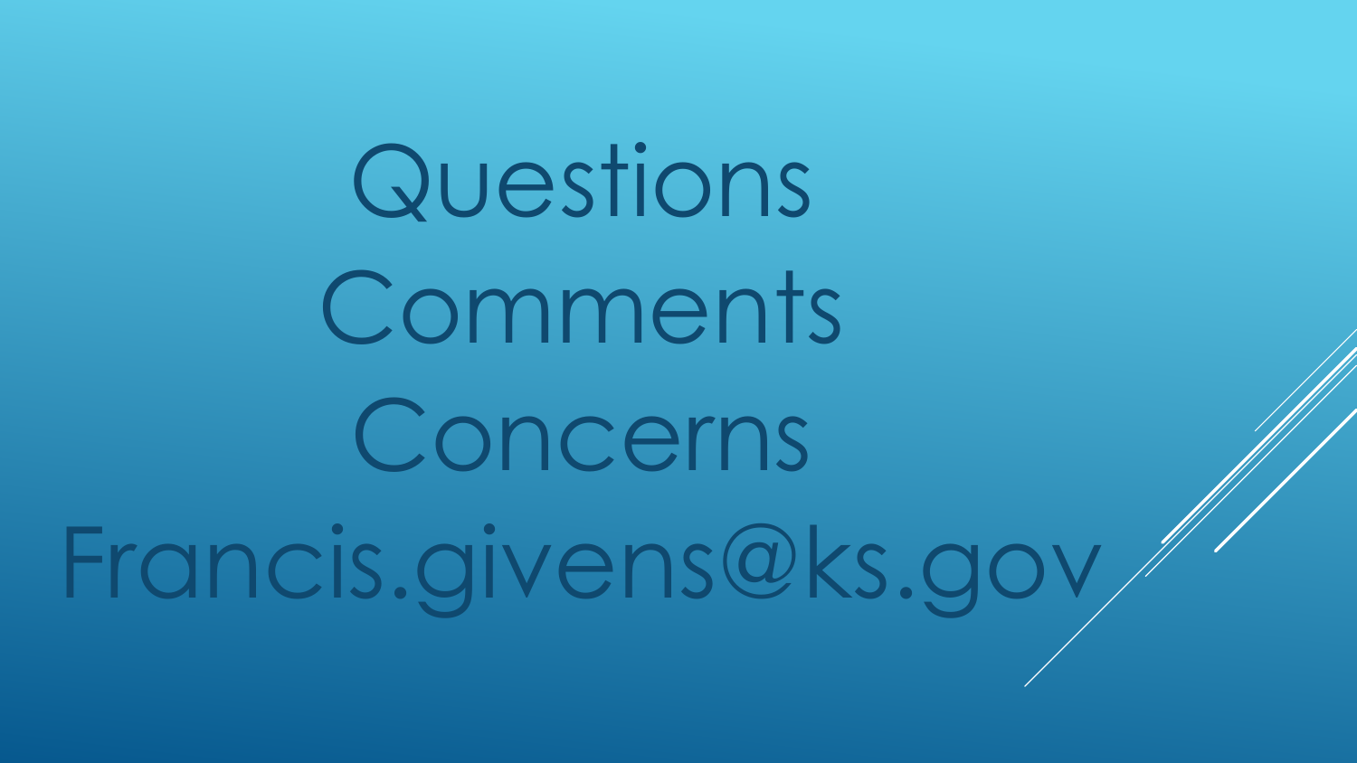Questions

Comments

Concerns

Francis.givens@ks.gov